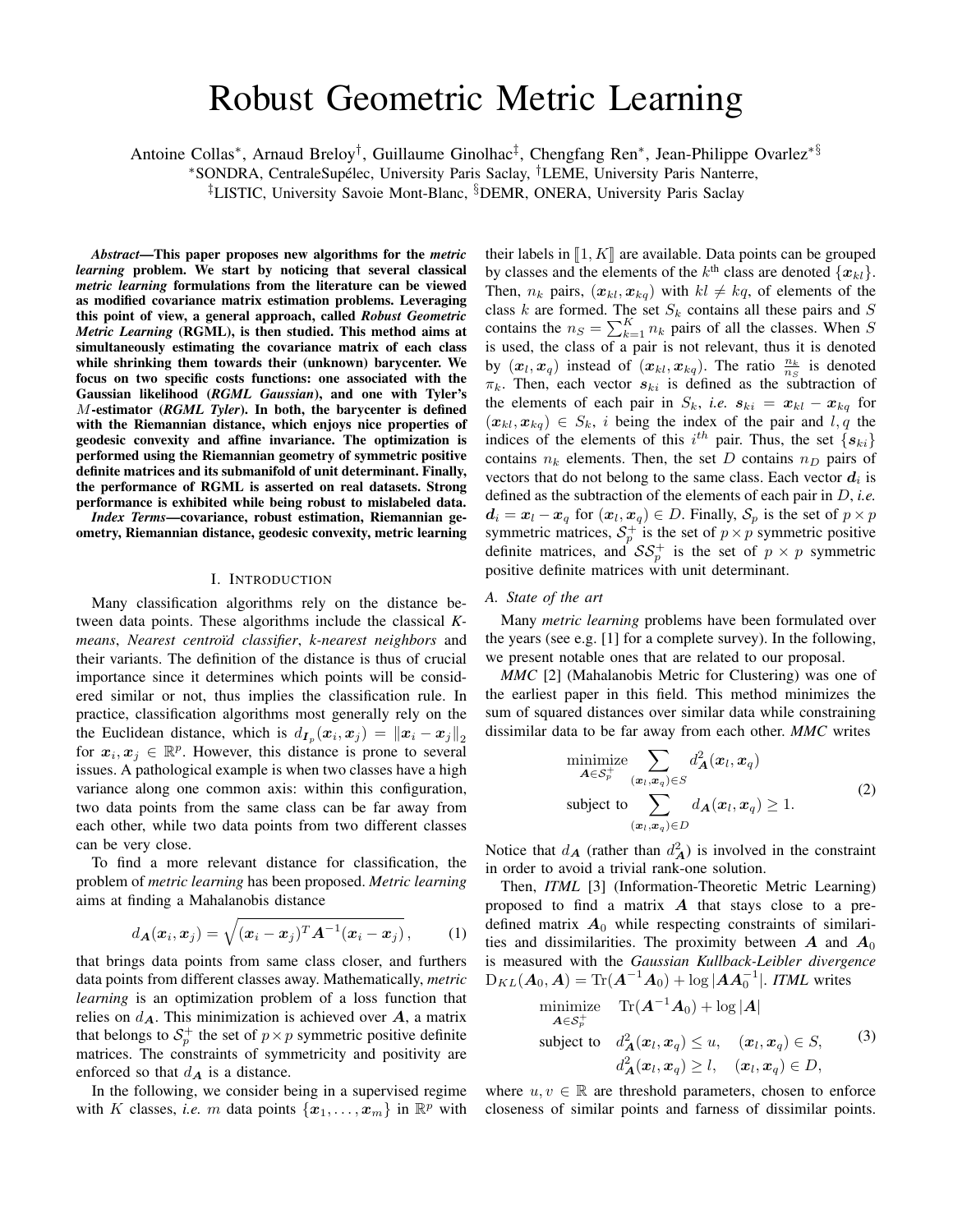# Robust Geometric Metric Learning

Antoine Collas*, Arnaud Breloy†, Guillaume Ginolhac‡, Chengfang Ren*, Jean-Philippe Ovarlez*§

*SONDRA, CentraleSupélec, University Paris Saclay, †LEME, University Paris Nanterre,

‡LISTIC, University Savoie Mont-Blanc, §DEMR, ONERA, University Paris Saclay

***Abstract*—This paper proposes new algorithms for the *metric learning* problem. We start by noticing that several classical *metric learning* formulations from the literature can be viewed as modified covariance matrix estimation problems. Leveraging this point of view, a general approach, called *Robust Geometric Metric Learning* (RGML), is then studied. This method aims at simultaneously estimating the covariance matrix of each class while shrinking them towards their (unknown) barycenter. We focus on two specific costs functions: one associated with the Gaussian likelihood (*RGML Gaussian*), and one with Tyler's $M$-estimator (*RGML Tyler*). In both, the barycenter is defined with the Riemannian distance, which enjoys nice properties of geodesic convexity and affine invariance. The optimization is performed using the Riemannian geometry of symmetric positive definite matrices and its submanifold of unit determinant. Finally, the performance of RGML is asserted on real datasets. Strong performance is exhibited while being robust to mislabeled data.**

***Index Terms*—covariance, robust estimation, Riemannian geometry, Riemannian distance, geodesic convexity, metric learning**

## I. Introduction

Many classification algorithms rely on the distance between data points. These algorithms include the classical *K-means*, *Nearest centroïd classifier*, *k-nearest neighbors* and their variants. The definition of the distance is thus of crucial importance since it determines which points will be considered similar or not, thus implies the classification rule. In practice, classification algorithms most generally rely on the the Euclidean distance, which is $d_{\boldsymbol{I}_p}(\boldsymbol{x}_i, \boldsymbol{x}_j) = \|\boldsymbol{x}_i - \boldsymbol{x}_j\|_2$ for $\boldsymbol{x}_i, \boldsymbol{x}_j \in \mathbb{R}^p$. However, this distance is prone to several issues. A pathological example is when two classes have a high variance along one common axis: within this configuration, two data points from the same class can be far away from each other, while two data points from two different classes can be very close.

To find a more relevant distance for classification, the problem of *metric learning* has been proposed. *Metric learning* aims at finding a Mahalanobis distance

$$d_{\boldsymbol{A}}(\boldsymbol{x}_i, \boldsymbol{x}_j) = \sqrt{(\boldsymbol{x}_i - \boldsymbol{x}_j)^T \boldsymbol{A}^{-1} (\boldsymbol{x}_i - \boldsymbol{x}_j)}\,, \tag{1}$$

that brings data points from same class closer, and furthers data points from different classes away. Mathematically, *metric learning* is an optimization problem of a loss function that relies on $d_{\boldsymbol{A}}$. This minimization is achieved over $\boldsymbol{A}$, a matrix that belongs to $\mathcal{S}_p^+$ the set of $p \times p$ symmetric positive definite matrices. The constraints of symmetricity and positivity are enforced so that $d_{\boldsymbol{A}}$ is a distance.

In the following, we consider being in a supervised regime with $K$ classes, *i.e.* $m$ data points $\{\boldsymbol{x}_1, \dots, \boldsymbol{x}_m\}$ in $\mathbb{R}^p$ with their labels in $[\![1, K]\!]$ are available. Data points can be grouped by classes and the elements of the $k^{\text{th}}$ class are denoted $\{\boldsymbol{x}_{kl}\}$. Then, $n_k$ pairs, $(\boldsymbol{x}_{kl}, \boldsymbol{x}_{kq})$ with $kl \neq kq$, of elements of the class $k$ are formed. The set $S_k$ contains all these pairs and $S$ contains the $n_S = \sum_{k=1}^K n_k$ pairs of all the classes. When $S$ is used, the class of a pair is not relevant, thus it is denoted by $(\boldsymbol{x}_l, \boldsymbol{x}_q)$ instead of $(\boldsymbol{x}_{kl}, \boldsymbol{x}_{kq})$. The ratio $\frac{n_k}{n_S}$ is denoted $\pi_k$. Then, each vector $\boldsymbol{s}_{ki}$ is defined as the subtraction of the elements of each pair in $S_k$, *i.e.* $\boldsymbol{s}_{ki} = \boldsymbol{x}_{kl} - \boldsymbol{x}_{kq}$ for $(\boldsymbol{x}_{kl}, \boldsymbol{x}_{kq}) \in S_k$, $i$ being the index of the pair and $l, q$ the indices of the elements of this $i^{th}$ pair. Thus, the set $\{\boldsymbol{s}_{ki}\}$ contains $n_k$ elements. Then, the set $D$ contains $n_D$ pairs of vectors that do not belong to the same class. Each vector $\boldsymbol{d}_i$ is defined as the subtraction of the elements of each pair in $D$, *i.e.* $\boldsymbol{d}_i = \boldsymbol{x}_l - \boldsymbol{x}_q$ for $(\boldsymbol{x}_l, \boldsymbol{x}_q) \in D$. Finally, $\mathcal{S}_p$ is the set of $p \times p$ symmetric matrices, $\mathcal{S}_p^+$ is the set of $p \times p$ symmetric positive definite matrices, and $\mathcal{SS}_p^+$ is the set of $p \times p$ symmetric positive definite matrices with unit determinant.

### A. State of the art

Many *metric learning* problems have been formulated over the years (see e.g. [1] for a complete survey). In the following, we present notable ones that are related to our proposal.

*MMC* [2] (Mahalanobis Metric for Clustering) was one of the earliest paper in this field. This method minimizes the sum of squared distances over similar data while constraining dissimilar data to be far away from each other. *MMC* writes

$$\begin{aligned} \underset{\boldsymbol{A} \in \mathcal{S}_p^+}{\text{minimize}} \quad & \sum_{(\boldsymbol{x}_l, \boldsymbol{x}_q) \in S} d_{\boldsymbol{A}}^2(\boldsymbol{x}_l, \boldsymbol{x}_q) \\ \text{subject to} \quad & \sum_{(\boldsymbol{x}_l, \boldsymbol{x}_q) \in D} d_{\boldsymbol{A}}(\boldsymbol{x}_l, \boldsymbol{x}_q) \geq 1. \end{aligned} \tag{2}$$

Notice that $d_{\boldsymbol{A}}$ (rather than $d_{\boldsymbol{A}}^2$) is involved in the constraint in order to avoid a trivial rank-one solution.

Then, *ITML* [3] (Information-Theoretic Metric Learning) proposed to find a matrix $\boldsymbol{A}$ that stays close to a predefined matrix $\boldsymbol{A}_0$ while respecting constraints of similarities and dissimilarities. The proximity between $\boldsymbol{A}$ and $\boldsymbol{A}_0$ is measured with the *Gaussian Kullback-Leibler divergence* $\mathrm{D}_{KL}(\boldsymbol{A}_0, \boldsymbol{A}) = \mathrm{Tr}(\boldsymbol{A}^{-1}\boldsymbol{A}_0) + \log|\boldsymbol{A}\boldsymbol{A}_0^{-1}|$. *ITML* writes

$$\begin{aligned} \underset{\boldsymbol{A} \in \mathcal{S}_p^+}{\text{minimize}} \quad & \mathrm{Tr}(\boldsymbol{A}^{-1}\boldsymbol{A}_0) + \log|\boldsymbol{A}| \\ \text{subject to} \quad & d_{\boldsymbol{A}}^2(\boldsymbol{x}_l, \boldsymbol{x}_q) \leq u, \quad (\boldsymbol{x}_l, \boldsymbol{x}_q) \in S, \\ & d_{\boldsymbol{A}}^2(\boldsymbol{x}_l, \boldsymbol{x}_q) \geq l, \quad (\boldsymbol{x}_l, \boldsymbol{x}_q) \in D, \end{aligned} \tag{3}$$

where $u, v \in \mathbb{R}$ are threshold parameters, chosen to enforce closeness of similar points and farness of dissimilar points.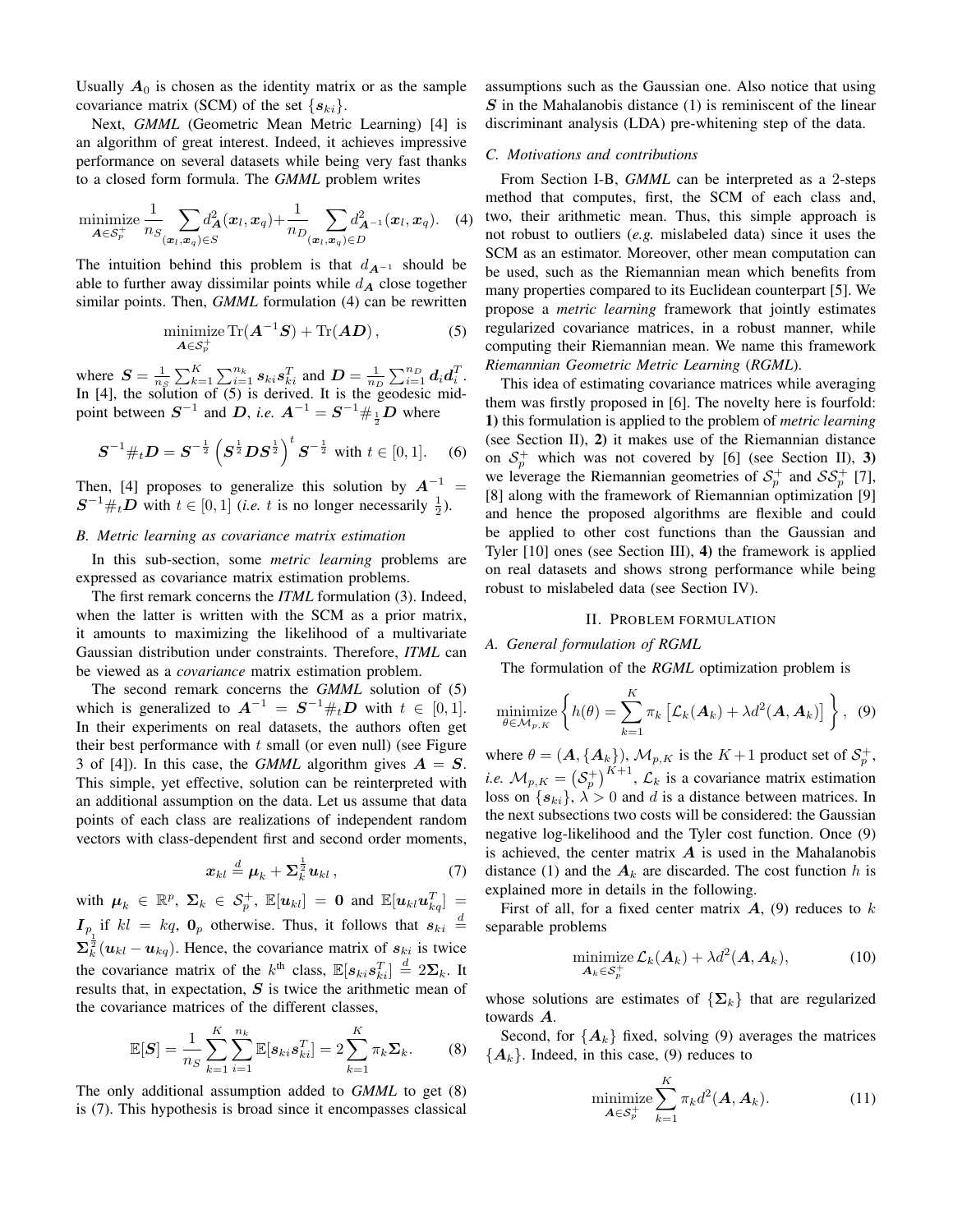Usually $\boldsymbol{A}_0$ is chosen as the identity matrix or as the sample covariance matrix (SCM) of the set $\{\boldsymbol{s}_{ki}\}$.

Next, *GMML* (Geometric Mean Metric Learning) [4] is an algorithm of great interest. Indeed, it achieves impressive performance on several datasets while being very fast thanks to a closed form formula. The *GMML* problem writes

$$\underset{\boldsymbol{A}\in\mathcal{S}_p^+}{\text{minimize}}\, \frac{1}{n_S}\sum_{(\boldsymbol{x}_l,\boldsymbol{x}_q)\in S} d_{\boldsymbol{A}}^2(\boldsymbol{x}_l,\boldsymbol{x}_q)+\frac{1}{n_D}\sum_{(\boldsymbol{x}_l,\boldsymbol{x}_q)\in D} d_{\boldsymbol{A}^{-1}}^2(\boldsymbol{x}_l,\boldsymbol{x}_q). \quad (4)$$

The intuition behind this problem is that $d_{\boldsymbol{A}^{-1}}$ should be able to further away dissimilar points while $d_{\boldsymbol{A}}$ close together similar points. Then, *GMML* formulation (4) can be rewritten

$$\underset{\boldsymbol{A}\in\mathcal{S}_p^+}{\text{minimize}}\, \text{Tr}(\boldsymbol{A}^{-1}\boldsymbol{S}) + \text{Tr}(\boldsymbol{A}\boldsymbol{D})\,, \quad (5)$$

where $\boldsymbol{S} = \frac{1}{n_S}\sum_{k=1}^{K}\sum_{i=1}^{n_k}\boldsymbol{s}_{ki}\boldsymbol{s}_{ki}^T$ and $\boldsymbol{D} = \frac{1}{n_D}\sum_{i=1}^{n_D}\boldsymbol{d}_i\boldsymbol{d}_i^T$. In [4], the solution of (5) is derived. It is the geodesic mid-point between $\boldsymbol{S}^{-1}$ and $\boldsymbol{D}$, *i.e.* $\boldsymbol{A}^{-1} = \boldsymbol{S}^{-1}\#_{\frac{1}{2}}\boldsymbol{D}$ where

$$\boldsymbol{S}^{-1}\#_t\boldsymbol{D} = \boldsymbol{S}^{-\frac{1}{2}}\left(\boldsymbol{S}^{\frac{1}{2}}\boldsymbol{D}\boldsymbol{S}^{\frac{1}{2}}\right)^t\boldsymbol{S}^{-\frac{1}{2}} \text{ with } t\in[0,1]. \quad (6)$$

Then, [4] proposes to generalize this solution by $\boldsymbol{A}^{-1} = \boldsymbol{S}^{-1}\#_t\boldsymbol{D}$ with $t\in[0,1]$ (*i.e.* $t$ is no longer necessarily $\frac{1}{2}$).

### B. Metric learning as covariance matrix estimation

In this sub-section, some *metric learning* problems are expressed as covariance matrix estimation problems.

The first remark concerns the *ITML* formulation (3). Indeed, when the latter is written with the SCM as a prior matrix, it amounts to maximizing the likelihood of a multivariate Gaussian distribution under constraints. Therefore, *ITML* can be viewed as a *covariance* matrix estimation problem.

The second remark concerns the *GMML* solution of (5) which is generalized to $\boldsymbol{A}^{-1} = \boldsymbol{S}^{-1}\#_t\boldsymbol{D}$ with $t\in[0,1]$. In their experiments on real datasets, the authors often get their best performance with $t$ small (or even null) (see Figure 3 of [4]). In this case, the *GMML* algorithm gives $\boldsymbol{A} = \boldsymbol{S}$. This simple, yet effective, solution can be reinterpreted with an additional assumption on the data. Let us assume that data points of each class are realizations of independent random vectors with class-dependent first and second order moments,

$$\boldsymbol{x}_{kl} \overset{d}{=} \boldsymbol{\mu}_k + \boldsymbol{\Sigma}_k^{\frac{1}{2}}\boldsymbol{u}_{kl}\,, \quad (7)$$

with $\boldsymbol{\mu}_k\in\mathbb{R}^p$, $\boldsymbol{\Sigma}_k\in\mathcal{S}_p^+$, $\mathbb{E}[\boldsymbol{u}_{kl}] = \boldsymbol{0}$ and $\mathbb{E}[\boldsymbol{u}_{kl}\boldsymbol{u}_{kq}^T] = \boldsymbol{I}_p$ if $kl = kq$, $\boldsymbol{0}_p$ otherwise. Thus, it follows that $\boldsymbol{s}_{ki} \overset{d}{=} \boldsymbol{\Sigma}_k^{\frac{1}{2}}(\boldsymbol{u}_{kl}-\boldsymbol{u}_{kq})$. Hence, the covariance matrix of $\boldsymbol{s}_{ki}$ is twice the covariance matrix of the $k^{\text{th}}$ class, $\mathbb{E}[\boldsymbol{s}_{ki}\boldsymbol{s}_{ki}^T] \overset{d}{=} 2\boldsymbol{\Sigma}_k$. It results that, in expectation, $\boldsymbol{S}$ is twice the arithmetic mean of the covariance matrices of the different classes,

$$\mathbb{E}[\boldsymbol{S}] = \frac{1}{n_S}\sum_{k=1}^{K}\sum_{i=1}^{n_k}\mathbb{E}[\boldsymbol{s}_{ki}\boldsymbol{s}_{ki}^T] = 2\sum_{k=1}^{K}\pi_k\boldsymbol{\Sigma}_k. \quad (8)$$

The only additional assumption added to *GMML* to get (8) is (7). This hypothesis is broad since it encompasses classical assumptions such as the Gaussian one. Also notice that using $\boldsymbol{S}$ in the Mahalanobis distance (1) is reminiscent of the linear discriminant analysis (LDA) pre-whitening step of the data.

### C. Motivations and contributions

From Section I-B, *GMML* can be interpreted as a 2-steps method that computes, first, the SCM of each class and, two, their arithmetic mean. Thus, this simple approach is not robust to outliers (*e.g.* mislabeled data) since it uses the SCM as an estimator. Moreover, other mean computation can be used, such as the Riemannian mean which benefits from many properties compared to its Euclidean counterpart [5]. We propose a *metric learning* framework that jointly estimates regularized covariance matrices, in a robust manner, while computing their Riemannian mean. We name this framework *Riemannian Geometric Metric Learning* (*RGML*).

This idea of estimating covariance matrices while averaging them was firstly proposed in [6]. The novelty here is fourfold: **1)** this formulation is applied to the problem of *metric learning* (see Section II), **2)** it makes use of the Riemannian distance on $\mathcal{S}_p^+$ which was not covered by [6] (see Section II), **3)** we leverage the Riemannian geometries of $\mathcal{S}_p^+$ and $\mathcal{SS}_p^+$ [7], [8] along with the framework of Riemannian optimization [9] and hence the proposed algorithms are flexible and could be applied to other cost functions than the Gaussian and Tyler [10] ones (see Section III), **4)** the framework is applied on real datasets and shows strong performance while being robust to mislabeled data (see Section IV).

## II. Problem formulation

### A. General formulation of RGML

The formulation of the *RGML* optimization problem is

$$\underset{\theta\in\mathcal{M}_{p,K}}{\text{minimize}}\left\{h(\theta) = \sum_{k=1}^{K}\pi_k\left[\mathcal{L}_k(\boldsymbol{A}_k) + \lambda d^2(\boldsymbol{A},\boldsymbol{A}_k)\right]\right\}, \quad (9)$$

where $\theta = (\boldsymbol{A},\{\boldsymbol{A}_k\})$, $\mathcal{M}_{p,K}$ is the $K+1$ product set of $\mathcal{S}_p^+$, *i.e.* $\mathcal{M}_{p,K} = \left(\mathcal{S}_p^+\right)^{K+1}$, $\mathcal{L}_k$ is a covariance matrix estimation loss on $\{\boldsymbol{s}_{ki}\}$, $\lambda > 0$ and $d$ is a distance between matrices. In the next subsections two costs will be considered: the Gaussian negative log-likelihood and the Tyler cost function. Once (9) is achieved, the center matrix $\boldsymbol{A}$ is used in the Mahalanobis distance (1) and the $\boldsymbol{A}_k$ are discarded. The cost function $h$ is explained more in details in the following.

First of all, for a fixed center matrix $\boldsymbol{A}$, (9) reduces to $k$ separable problems

$$\underset{\boldsymbol{A}_k\in\mathcal{S}_p^+}{\text{minimize}}\,\mathcal{L}_k(\boldsymbol{A}_k) + \lambda d^2(\boldsymbol{A},\boldsymbol{A}_k), \quad (10)$$

whose solutions are estimates of $\{\boldsymbol{\Sigma}_k\}$ that are regularized towards $\boldsymbol{A}$.

Second, for $\{\boldsymbol{A}_k\}$ fixed, solving (9) averages the matrices $\{\boldsymbol{A}_k\}$. Indeed, in this case, (9) reduces to

$$\underset{\boldsymbol{A}\in\mathcal{S}_p^+}{\text{minimize}}\sum_{k=1}^{K}\pi_k d^2(\boldsymbol{A},\boldsymbol{A}_k). \quad (11)$$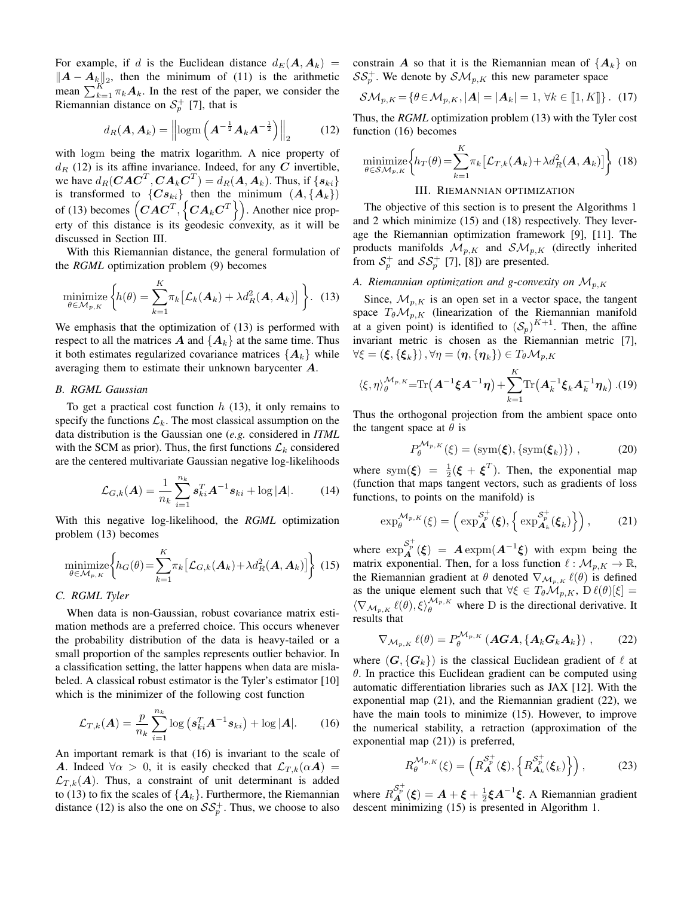For example, if $d$ is the Euclidean distance $d_E(\boldsymbol{A}, \boldsymbol{A}_k) = \|\boldsymbol{A} - \boldsymbol{A}_k\|_2$, then the minimum of (11) is the arithmetic mean $\sum_{k=1}^K \pi_k \boldsymbol{A}_k$. In the rest of the paper, we consider the Riemannian distance on $\mathcal{S}_p^+$ [7], that is

$$d_R(\boldsymbol{A}, \boldsymbol{A}_k) = \left\| \operatorname{logm}\left(\boldsymbol{A}^{-\frac{1}{2}} \boldsymbol{A}_k \boldsymbol{A}^{-\frac{1}{2}}\right) \right\|_2 \qquad (12)$$

with $\operatorname{logm}$ being the matrix logarithm. A nice property of $d_R$ (12) is its affine invariance. Indeed, for any $\boldsymbol{C}$ invertible, we have $d_R(\boldsymbol{C}\boldsymbol{A}\boldsymbol{C}^T, \boldsymbol{C}\boldsymbol{A}_k\boldsymbol{C}^T) = d_R(\boldsymbol{A}, \boldsymbol{A}_k)$. Thus, if $\{\boldsymbol{s}_{ki}\}$ is transformed to $\{\boldsymbol{C}\boldsymbol{s}_{ki}\}$ then the minimum $(\boldsymbol{A}, \{\boldsymbol{A}_k\})$ of (13) becomes $\left(\boldsymbol{C}\boldsymbol{A}\boldsymbol{C}^T, \left\{\boldsymbol{C}\boldsymbol{A}_k\boldsymbol{C}^T\right\}\right)$. Another nice property of this distance is its geodesic convexity, as it will be discussed in Section III.

With this Riemannian distance, the general formulation of the *RGML* optimization problem (9) becomes

$$\underset{\theta \in \mathcal{M}_{p,K}}{\text{minimize}} \left\{ h(\theta) = \sum_{k=1}^K \pi_k \left[ \mathcal{L}_k(\boldsymbol{A}_k) + \lambda d_R^2(\boldsymbol{A}, \boldsymbol{A}_k) \right] \right\}. \quad (13)$$

We emphasis that the optimization of (13) is performed with respect to all the matrices $\boldsymbol{A}$ and $\{\boldsymbol{A}_k\}$ at the same time. Thus it both estimates regularized covariance matrices $\{\boldsymbol{A}_k\}$ while averaging them to estimate their unknown barycenter $\boldsymbol{A}$.

### B. RGML Gaussian

To get a practical cost function $h$ (13), it only remains to specify the functions $\mathcal{L}_k$. The most classical assumption on the data distribution is the Gaussian one (*e.g.* considered in *ITML* with the SCM as prior). Thus, the first functions $\mathcal{L}_k$ considered are the centered multivariate Gaussian negative log-likelihoods

$$\mathcal{L}_{G,k}(\boldsymbol{A}) = \frac{1}{n_k} \sum_{i=1}^{n_k} \boldsymbol{s}_{ki}^T \boldsymbol{A}^{-1} \boldsymbol{s}_{ki} + \log |\boldsymbol{A}|. \qquad (14)$$

With this negative log-likelihood, the *RGML* optimization problem (13) becomes

$$\underset{\theta \in \mathcal{M}_{p,K}}{\text{minimize}} \left\{ h_G(\theta) = \sum_{k=1}^K \pi_k \left[ \mathcal{L}_{G,k}(\boldsymbol{A}_k) + \lambda d_R^2(\boldsymbol{A}, \boldsymbol{A}_k) \right] \right\} \quad (15)$$

### C. RGML Tyler

When data is non-Gaussian, robust covariance matrix estimation methods are a preferred choice. This occurs whenever the probability distribution of the data is heavy-tailed or a small proportion of the samples represents outlier behavior. In a classification setting, the latter happens when data are mislabeled. A classical robust estimator is the Tyler's estimator [10] which is the minimizer of the following cost function

$$\mathcal{L}_{T,k}(\boldsymbol{A}) = \frac{p}{n_k} \sum_{i=1}^{n_k} \log\left(\boldsymbol{s}_{ki}^T \boldsymbol{A}^{-1} \boldsymbol{s}_{ki}\right) + \log |\boldsymbol{A}|. \qquad (16)$$

An important remark is that (16) is invariant to the scale of $\boldsymbol{A}$. Indeed $\forall \alpha > 0$, it is easily checked that $\mathcal{L}_{T,k}(\alpha \boldsymbol{A}) = \mathcal{L}_{T,k}(\boldsymbol{A})$. Thus, a constraint of unit determinant is added to (13) to fix the scales of $\{\boldsymbol{A}_k\}$. Furthermore, the Riemannian distance (12) is also the one on $\mathcal{SS}_p^+$. Thus, we choose to also constrain $\boldsymbol{A}$ so that it is the Riemannian mean of $\{\boldsymbol{A}_k\}$ on $\mathcal{SS}_p^+$. We denote by $\mathcal{SM}_{p,K}$ this new parameter space

$$\mathcal{SM}_{p,K} = \{\theta \in \mathcal{M}_{p,K}, |\boldsymbol{A}| = |\boldsymbol{A}_k| = 1, \forall k \in [\![1, K]\!]\}. \quad (17)$$

Thus, the *RGML* optimization problem (13) with the Tyler cost function (16) becomes

$$\underset{\theta \in \mathcal{SM}_{p,K}}{\text{minimize}} \left\{ h_T(\theta) = \sum_{k=1}^K \pi_k \left[ \mathcal{L}_{T,k}(\boldsymbol{A}_k) + \lambda d_R^2(\boldsymbol{A}, \boldsymbol{A}_k) \right] \right\} \quad (18)$$

## III. Riemannian optimization

The objective of this section is to present the Algorithms 1 and 2 which minimize (15) and (18) respectively. They leverage the Riemannian optimization framework [9], [11]. The products manifolds $\mathcal{M}_{p,K}$ and $\mathcal{SM}_{p,K}$ (directly inherited from $\mathcal{S}_p^+$ and $\mathcal{SS}_p^+$ [7], [8]) are presented.

### A. Riemannian optimization and g-convexity on $\mathcal{M}_{p,K}$

Since, $\mathcal{M}_{p,K}$ is an open set in a vector space, the tangent space $T_\theta \mathcal{M}_{p,K}$ (linearization of the Riemannian manifold at a given point) is identified to $(\mathcal{S}_p)^{K+1}$. Then, the affine invariant metric is chosen as the Riemannian metric [7], $\forall \xi = (\boldsymbol{\xi}, \{\boldsymbol{\xi}_k\}), \forall \eta = (\boldsymbol{\eta}, \{\boldsymbol{\eta}_k\}) \in T_\theta \mathcal{M}_{p,K}$

$$\langle \xi, \eta \rangle_\theta^{\mathcal{M}_{p,K}} = \operatorname{Tr}\left(\boldsymbol{A}^{-1} \boldsymbol{\xi} \boldsymbol{A}^{-1} \boldsymbol{\eta}\right) + \sum_{k=1}^K \operatorname{Tr}\left(\boldsymbol{A}_k^{-1} \boldsymbol{\xi}_k \boldsymbol{A}_k^{-1} \boldsymbol{\eta}_k\right). \quad (19)$$

Thus the orthogonal projection from the ambient space onto the tangent space at $\theta$ is

$$P_\theta^{\mathcal{M}_{p,K}}(\xi) = (\operatorname{sym}(\boldsymbol{\xi}), \{\operatorname{sym}(\boldsymbol{\xi}_k)\}), \qquad (20)$$

where $\operatorname{sym}(\boldsymbol{\xi}) = \frac{1}{2}(\boldsymbol{\xi} + \boldsymbol{\xi}^T)$. Then, the exponential map (function that maps tangent vectors, such as gradients of loss functions, to points on the manifold) is

$$\exp_\theta^{\mathcal{M}_{p,K}}(\xi) = \left( \exp_{\boldsymbol{A}}^{\mathcal{S}_p^+}(\boldsymbol{\xi}), \left\{ \exp_{\boldsymbol{A}_k}^{\mathcal{S}_p^+}(\boldsymbol{\xi}_k) \right\} \right), \qquad (21)$$

where $\exp_{\boldsymbol{A}}^{\mathcal{S}_p^+}(\boldsymbol{\xi}) = \boldsymbol{A} \operatorname{expm}(\boldsymbol{A}^{-1} \boldsymbol{\xi})$ with $\operatorname{expm}$ being the matrix exponential. Then, for a loss function $\ell : \mathcal{M}_{p,K} \to \mathbb{R}$, the Riemannian gradient at $\theta$ denoted $\nabla_{\mathcal{M}_{p,K}} \ell(\theta)$ is defined as the unique element such that $\forall \xi \in T_\theta \mathcal{M}_{p,K}$, $\mathrm{D}\, \ell(\theta)[\xi] = \langle \nabla_{\mathcal{M}_{p,K}} \ell(\theta), \xi \rangle_\theta^{\mathcal{M}_{p,K}}$ where $\mathrm{D}$ is the directional derivative. It results that

$$\nabla_{\mathcal{M}_{p,K}} \ell(\theta) = P_\theta^{\mathcal{M}_{p,K}}(\boldsymbol{A}\boldsymbol{G}\boldsymbol{A}, \{\boldsymbol{A}_k \boldsymbol{G}_k \boldsymbol{A}_k\}), \qquad (22)$$

where $(\boldsymbol{G}, \{\boldsymbol{G}_k\})$ is the classical Euclidean gradient of $\ell$ at $\theta$. In practice this Euclidean gradient can be computed using automatic differentiation libraries such as JAX [12]. With the exponential map (21), and the Riemannian gradient (22), we have the main tools to minimize (15). However, to improve the numerical stability, a retraction (approximation of the exponential map (21)) is preferred,

$$R_\theta^{\mathcal{M}_{p,K}}(\xi) = \left( R_{\boldsymbol{A}}^{\mathcal{S}_p^+}(\boldsymbol{\xi}), \left\{ R_{\boldsymbol{A}_k}^{\mathcal{S}_p^+}(\boldsymbol{\xi}_k) \right\} \right), \qquad (23)$$

where $R_{\boldsymbol{A}}^{\mathcal{S}_p^+}(\boldsymbol{\xi}) = \boldsymbol{A} + \boldsymbol{\xi} + \frac{1}{2} \boldsymbol{\xi} \boldsymbol{A}^{-1} \boldsymbol{\xi}$. A Riemannian gradient descent minimizing (15) is presented in Algorithm 1.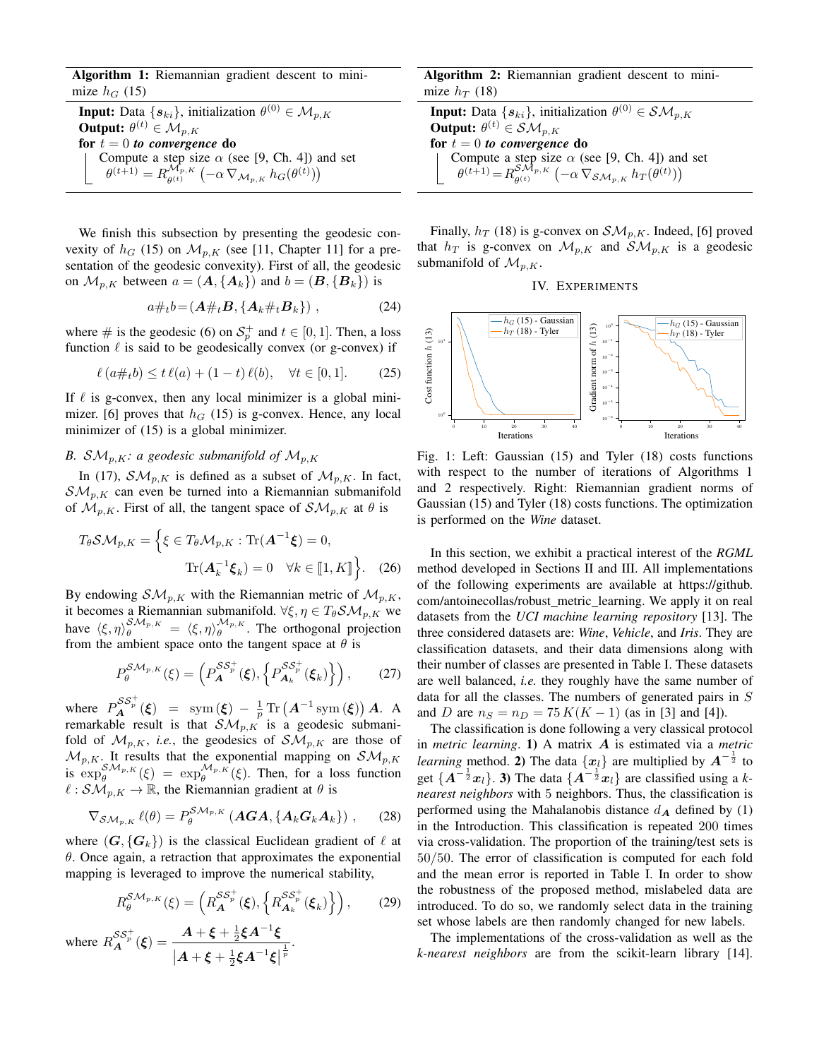**Algorithm 1:** Riemannian gradient descent to minimize $h_G$ (15)

**Input:** Data $\{\boldsymbol{s}_{ki}\}$, initialization $\theta^{(0)} \in \mathcal{M}_{p,K}$
**Output:** $\theta^{(t)} \in \mathcal{M}_{p,K}$
**for** $t = 0$ ***to convergence*** **do**
  Compute a step size $\alpha$ (see [9, Ch. 4]) and set $\theta^{(t+1)} = R^{\mathcal{M}_{p,K}}_{\theta^{(t)}}\left(-\alpha \nabla_{\mathcal{M}_{p,K}} h_G(\theta^{(t)})\right)$

We finish this subsection by presenting the geodesic convexity of $h_G$ (15) on $\mathcal{M}_{p,K}$ (see [11, Chapter 11] for a presentation of the geodesic convexity). First of all, the geodesic on $\mathcal{M}_{p,K}$ between $a = (\boldsymbol{A}, \{\boldsymbol{A}_k\})$ and $b = (\boldsymbol{B}, \{\boldsymbol{B}_k\})$ is

$$a \#_t b = (\boldsymbol{A} \#_t \boldsymbol{B}, \{\boldsymbol{A}_k \#_t \boldsymbol{B}_k\}) \ , \tag{24}$$

where $\#$ is the geodesic (6) on $\mathcal{S}_p^+$ and $t \in [0, 1]$. Then, a loss function $\ell$ is said to be geodesically convex (or g-convex) if

$$\ell\left(a \#_t b\right) \leq t\, \ell(a) + (1-t)\, \ell(b), \quad \forall t \in [0, 1]. \tag{25}$$

If $\ell$ is g-convex, then any local minimizer is a global minimizer. [6] proves that $h_G$ (15) is g-convex. Hence, any local minimizer of (15) is a global minimizer.

### B. $\mathcal{SM}_{p,K}$: a geodesic submanifold of $\mathcal{M}_{p,K}$

In (17), $\mathcal{SM}_{p,K}$ is defined as a subset of $\mathcal{M}_{p,K}$. In fact, $\mathcal{SM}_{p,K}$ can even be turned into a Riemannian submanifold of $\mathcal{M}_{p,K}$. First of all, the tangent space of $\mathcal{SM}_{p,K}$ at $\theta$ is

$$T_\theta \mathcal{SM}_{p,K} = \Big\{ \xi \in T_\theta \mathcal{M}_{p,K} : \operatorname{Tr}(\boldsymbol{A}^{-1}\boldsymbol{\xi}) = 0, \\ \operatorname{Tr}(\boldsymbol{A}_k^{-1}\boldsymbol{\xi}_k) = 0 \quad \forall k \in [\![1, K]\!] \Big\}. \tag{26}$$

By endowing $\mathcal{SM}_{p,K}$ with the Riemannian metric of $\mathcal{M}_{p,K}$, it becomes a Riemannian submanifold. $\forall \xi, \eta \in T_\theta \mathcal{SM}_{p,K}$ we have $\langle \xi, \eta \rangle_\theta^{\mathcal{SM}_{p,K}} = \langle \xi, \eta \rangle_\theta^{\mathcal{M}_{p,K}}$. The orthogonal projection from the ambient space onto the tangent space at $\theta$ is

$$P_\theta^{\mathcal{SM}_{p,K}}(\xi) = \left( P_{\boldsymbol{A}}^{\mathcal{SS}_p^+}(\boldsymbol{\xi}), \left\{ P_{\boldsymbol{A}_k}^{\mathcal{SS}_p^+}(\boldsymbol{\xi}_k) \right\} \right), \tag{27}$$

where $P_{\boldsymbol{A}}^{\mathcal{SS}_p^+}(\boldsymbol{\xi}) = \operatorname{sym}(\boldsymbol{\xi}) - \frac{1}{p} \operatorname{Tr}\left(\boldsymbol{A}^{-1} \operatorname{sym}(\boldsymbol{\xi})\right) \boldsymbol{A}$. A remarkable result is that $\mathcal{SM}_{p,K}$ is a geodesic submanifold of $\mathcal{M}_{p,K}$, *i.e.*, the geodesics of $\mathcal{SM}_{p,K}$ are those of $\mathcal{M}_{p,K}$. It results that the exponential mapping on $\mathcal{SM}_{p,K}$ is $\exp_\theta^{\mathcal{SM}_{p,K}}(\xi) = \exp_\theta^{\mathcal{M}_{p,K}}(\xi)$. Then, for a loss function $\ell : \mathcal{SM}_{p,K} \to \mathbb{R}$, the Riemannian gradient at $\theta$ is

$$\nabla_{\mathcal{SM}_{p,K}} \ell(\theta) = P_\theta^{\mathcal{SM}_{p,K}}\left( \boldsymbol{AGA}, \{\boldsymbol{A}_k \boldsymbol{G}_k \boldsymbol{A}_k\} \right), \tag{28}$$

where $(\boldsymbol{G}, \{\boldsymbol{G}_k\})$ is the classical Euclidean gradient of $\ell$ at $\theta$. Once again, a retraction that approximates the exponential mapping is leveraged to improve the numerical stability,

$$R_\theta^{\mathcal{SM}_{p,K}}(\xi) = \left( R_{\boldsymbol{A}}^{\mathcal{SS}_p^+}(\boldsymbol{\xi}), \left\{ R_{\boldsymbol{A}_k}^{\mathcal{SS}_p^+}(\boldsymbol{\xi}_k) \right\} \right), \tag{29}$$

where $R_{\boldsymbol{A}}^{\mathcal{SS}_p^+}(\boldsymbol{\xi}) = \dfrac{\boldsymbol{A} + \boldsymbol{\xi} + \frac{1}{2}\boldsymbol{\xi}\boldsymbol{A}^{-1}\boldsymbol{\xi}}{\left|\boldsymbol{A} + \boldsymbol{\xi} + \frac{1}{2}\boldsymbol{\xi}\boldsymbol{A}^{-1}\boldsymbol{\xi}\right|^{\frac{1}{p}}}$.

**Algorithm 2:** Riemannian gradient descent to minimize $h_T$ (18)

**Input:** Data $\{\boldsymbol{s}_{ki}\}$, initialization $\theta^{(0)} \in \mathcal{SM}_{p,K}$
**Output:** $\theta^{(t)} \in \mathcal{SM}_{p,K}$
**for** $t = 0$ ***to convergence*** **do**
  Compute a step size $\alpha$ (see [9, Ch. 4]) and set $\theta^{(t+1)} = R^{\mathcal{SM}_{p,K}}_{\theta^{(t)}}\left(-\alpha \nabla_{\mathcal{SM}_{p,K}} h_T(\theta^{(t)})\right)$

Finally, $h_T$ (18) is g-convex on $\mathcal{SM}_{p,K}$. Indeed, [6] proved that $h_T$ is g-convex on $\mathcal{M}_{p,K}$ and $\mathcal{SM}_{p,K}$ is a geodesic submanifold of $\mathcal{M}_{p,K}$.

## IV. Experiments

Fig. 1: Left: Gaussian (15) and Tyler (18) costs functions with respect to the number of iterations of Algorithms 1 and 2 respectively. Right: Riemannian gradient norms of Gaussian (15) and Tyler (18) costs functions. The optimization is performed on the *Wine* dataset.

In this section, we exhibit a practical interest of the ***RGML*** method developed in Sections II and III. All implementations of the following experiments are available at https://github.com/antoinecollas/robust_metric_learning. We apply it on real datasets from the *UCI machine learning repository* [13]. The three considered datasets are: ***Wine***, ***Vehicle***, and ***Iris***. They are classification datasets, and their data dimensions along with their number of classes are presented in Table I. These datasets are well balanced, *i.e.* they roughly have the same number of data for all the classes. The numbers of generated pairs in $S$ and $D$ are $n_S = n_D = 75\,K(K-1)$ (as in [3] and [4]).

The classification is done following a very classical protocol in *metric learning*. **1)** A matrix $\boldsymbol{A}$ is estimated via a *metric learning* method. **2)** The data $\{\boldsymbol{x}_l\}$ are multiplied by $\boldsymbol{A}^{-\frac{1}{2}}$ to get $\{\boldsymbol{A}^{-\frac{1}{2}}\boldsymbol{x}_l\}$. **3)** The data $\{\boldsymbol{A}^{-\frac{1}{2}}\boldsymbol{x}_l\}$ are classified using a *k-nearest neighbors* with 5 neighbors. Thus, the classification is performed using the Mahalanobis distance $d_{\boldsymbol{A}}$ defined by (1) in the Introduction. This classification is repeated 200 times via cross-validation. The proportion of the training/test sets is $50/50$. The error of classification is computed for each fold and the mean error is reported in Table I. In order to show the robustness of the proposed method, mislabeled data are introduced. To do so, we randomly select data in the training set whose labels are then randomly changed for new labels.

The implementations of the cross-validation as well as the *k-nearest neighbors* are from the scikit-learn library [14].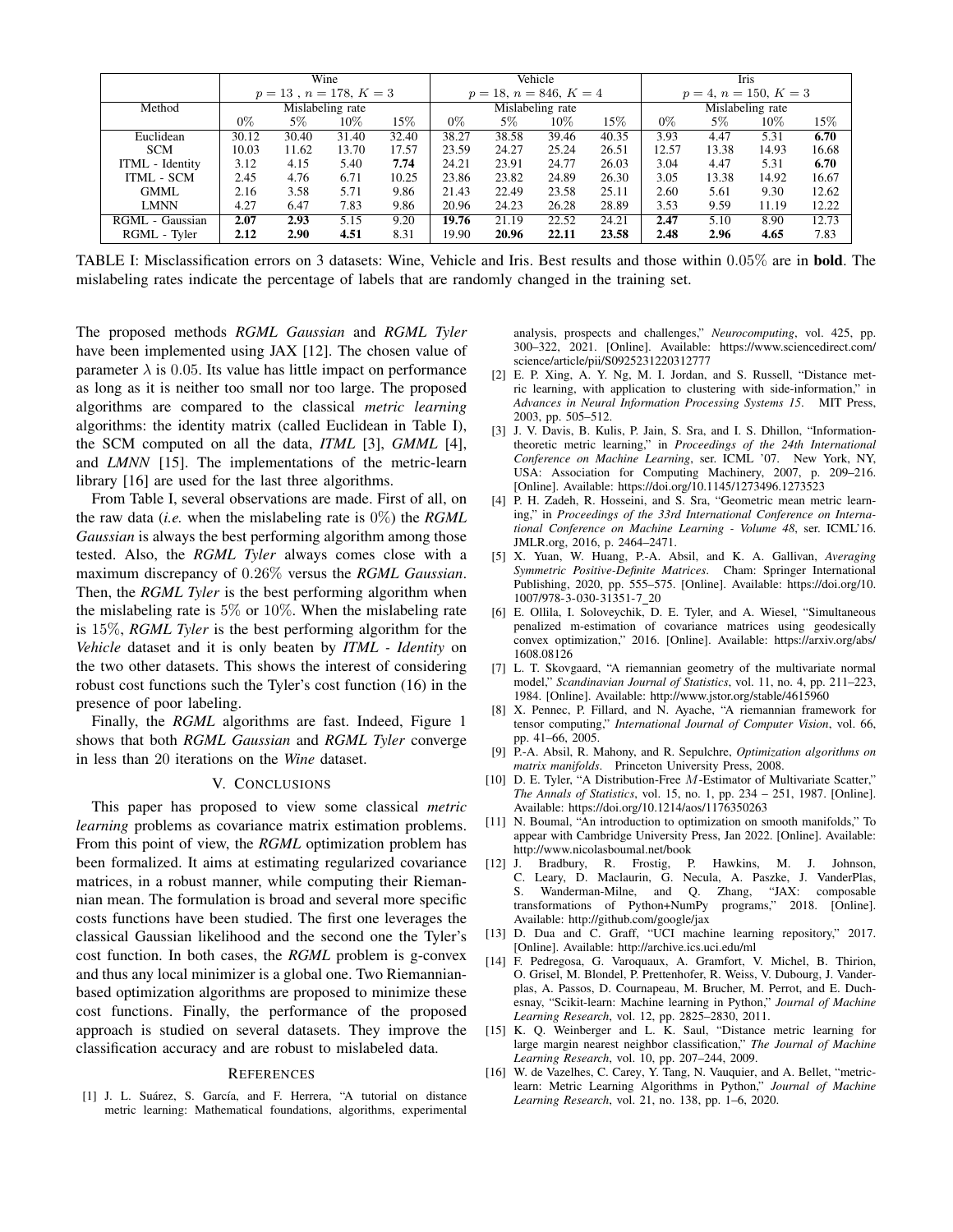| | Wine | | | | Vehicle | | | | Iris | | | |
|---|---|---|---|---|---|---|---|---|---|---|---|---|
| | $p = 13$ , $n = 178$, $K = 3$ | | | | $p = 18$, $n = 846$, $K = 4$ | | | | $p = 4$, $n = 150$, $K = 3$ | | | |
| Method | Mislabeling rate | | | | Mislabeling rate | | | | Mislabeling rate | | | |
| | 0% | 5% | 10% | 15% | 0% | 5% | 10% | 15% | 0% | 5% | 10% | 15% |
| Euclidean | 30.12 | 30.40 | 31.40 | 32.40 | 38.27 | 38.58 | 39.46 | 40.35 | 3.93 | 4.47 | 5.31 | **6.70** |
| SCM | 10.03 | 11.62 | 13.70 | 17.57 | 23.59 | 24.27 | 25.24 | 26.51 | 12.57 | 13.38 | 14.93 | 16.68 |
| ITML - Identity | 3.12 | 4.15 | 5.40 | **7.74** | 24.21 | 23.91 | 24.77 | 26.03 | 3.04 | 4.47 | 5.31 | **6.70** |
| ITML - SCM | 2.45 | 4.76 | 6.71 | 10.25 | 23.86 | 23.82 | 24.89 | 26.30 | 3.05 | 13.38 | 14.92 | 16.67 |
| GMML | 2.16 | 3.58 | 5.71 | 9.86 | 21.43 | 22.49 | 23.58 | 25.11 | 2.60 | 5.61 | 9.30 | 12.62 |
| LMNN | 4.27 | 6.47 | 7.83 | 9.86 | 20.96 | 24.23 | 26.28 | 28.89 | 3.53 | 9.59 | 11.19 | 12.22 |
| RGML - Gaussian | **2.07** | **2.93** | 5.15 | 9.20 | **19.76** | 21.19 | 22.52 | 24.21 | **2.47** | 5.10 | 8.90 | 12.73 |
| RGML - Tyler | **2.12** | **2.90** | **4.51** | 8.31 | 19.90 | **20.96** | **22.11** | **23.58** | **2.48** | **2.96** | **4.65** | 7.83 |

TABLE I: Misclassification errors on 3 datasets: Wine, Vehicle and Iris. Best results and those within $0.05\%$ are in **bold**. The mislabeling rates indicate the percentage of labels that are randomly changed in the training set.

The proposed methods *RGML Gaussian* and *RGML Tyler* have been implemented using JAX [12]. The chosen value of parameter $\lambda$ is $0.05$. Its value has little impact on performance as long as it is neither too small nor too large. The proposed algorithms are compared to the classical *metric learning* algorithms: the identity matrix (called Euclidean in Table I), the SCM computed on all the data, *ITML* [3], *GMML* [4], and *LMNN* [15]. The implementations of the metric-learn library [16] are used for the last three algorithms.

From Table I, several observations are made. First of all, on the raw data (*i.e.* when the mislabeling rate is $0\%$) the *RGML Gaussian* is always the best performing algorithm among those tested. Also, the *RGML Tyler* always comes close with a maximum discrepancy of $0.26\%$ versus the *RGML Gaussian*. Then, the *RGML Tyler* is the best performing algorithm when the mislabeling rate is $5\%$ or $10\%$. When the mislabeling rate is $15\%$, *RGML Tyler* is the best performing algorithm for the *Vehicle* dataset and it is only beaten by *ITML - Identity* on the two other datasets. This shows the interest of considering robust cost functions such the Tyler's cost function (16) in the presence of poor labeling.

Finally, the *RGML* algorithms are fast. Indeed, Figure 1 shows that both *RGML Gaussian* and *RGML Tyler* converge in less than $20$ iterations on the *Wine* dataset.

## V. Conclusions

This paper has proposed to view some classical *metric learning* problems as covariance matrix estimation problems. From this point of view, the *RGML* optimization problem has been formalized. It aims at estimating regularized covariance matrices, in a robust manner, while computing their Riemannian mean. The formulation is broad and several more specific costs functions have been studied. The first one leverages the classical Gaussian likelihood and the second one the Tyler's cost function. In both cases, the *RGML* problem is g-convex and thus any local minimizer is a global one. Two Riemannian-based optimization algorithms are proposed to minimize these cost functions. Finally, the performance of the proposed approach is studied on several datasets. They improve the classification accuracy and are robust to mislabeled data.

## References

[1] J. L. Suárez, S. García, and F. Herrera, "A tutorial on distance metric learning: Mathematical foundations, algorithms, experimental analysis, prospects and challenges," *Neurocomputing*, vol. 425, pp. 300–322, 2021. [Online]. Available: https://www.sciencedirect.com/science/article/pii/S0925231220312777

[2] E. P. Xing, A. Y. Ng, M. I. Jordan, and S. Russell, "Distance metric learning, with application to clustering with side-information," in *Advances in Neural Information Processing Systems 15*. MIT Press, 2003, pp. 505–512.

[3] J. V. Davis, B. Kulis, P. Jain, S. Sra, and I. S. Dhillon, "Information-theoretic metric learning," in *Proceedings of the 24th International Conference on Machine Learning*, ser. ICML '07. New York, NY, USA: Association for Computing Machinery, 2007, p. 209–216. [Online]. Available: https://doi.org/10.1145/1273496.1273523

[4] P. H. Zadeh, R. Hosseini, and S. Sra, "Geometric mean metric learning," in *Proceedings of the 33rd International Conference on International Conference on Machine Learning - Volume 48*, ser. ICML'16. JMLR.org, 2016, p. 2464–2471.

[5] X. Yuan, W. Huang, P.-A. Absil, and K. A. Gallivan, *Averaging Symmetric Positive-Definite Matrices*. Cham: Springer International Publishing, 2020, pp. 555–575. [Online]. Available: https://doi.org/10.1007/978-3-030-31351-7_20

[6] E. Ollila, I. Soloveychik, D. E. Tyler, and A. Wiesel, "Simultaneous penalized m-estimation of covariance matrices using geodesically convex optimization," 2016. [Online]. Available: https://arxiv.org/abs/1608.08126

[7] L. T. Skovgaard, "A riemannian geometry of the multivariate normal model," *Scandinavian Journal of Statistics*, vol. 11, no. 4, pp. 211–223, 1984. [Online]. Available: http://www.jstor.org/stable/4615960

[8] X. Pennec, P. Fillard, and N. Ayache, "A riemannian framework for tensor computing," *International Journal of Computer Vision*, vol. 66, pp. 41–66, 2005.

[9] P.-A. Absil, R. Mahony, and R. Sepulchre, *Optimization algorithms on matrix manifolds*. Princeton University Press, 2008.

[10] D. E. Tyler, "A Distribution-Free $M$-Estimator of Multivariate Scatter," *The Annals of Statistics*, vol. 15, no. 1, pp. 234 – 251, 1987. [Online]. Available: https://doi.org/10.1214/aos/1176350263

[11] N. Boumal, "An introduction to optimization on smooth manifolds," To appear with Cambridge University Press, Jan 2022. [Online]. Available: http://www.nicolasboumal.net/book

[12] J. Bradbury, R. Frostig, P. Hawkins, M. J. Johnson, C. Leary, D. Maclaurin, G. Necula, A. Paszke, J. VanderPlas, S. Wanderman-Milne, and Q. Zhang, "JAX: composable transformations of Python+NumPy programs," 2018. [Online]. Available: http://github.com/google/jax

[13] D. Dua and C. Graff, "UCI machine learning repository," 2017. [Online]. Available: http://archive.ics.uci.edu/ml

[14] F. Pedregosa, G. Varoquaux, A. Gramfort, V. Michel, B. Thirion, O. Grisel, M. Blondel, P. Prettenhofer, R. Weiss, V. Dubourg, J. Vanderplas, A. Passos, D. Cournapeau, M. Brucher, M. Perrot, and E. Duchesnay, "Scikit-learn: Machine learning in Python," *Journal of Machine Learning Research*, vol. 12, pp. 2825–2830, 2011.

[15] K. Q. Weinberger and L. K. Saul, "Distance metric learning for large margin nearest neighbor classification," *The Journal of Machine Learning Research*, vol. 10, pp. 207–244, 2009.

[16] W. de Vazelhes, C. Carey, Y. Tang, N. Vauquier, and A. Bellet, "metric-learn: Metric Learning Algorithms in Python," *Journal of Machine Learning Research*, vol. 21, no. 138, pp. 1–6, 2020.